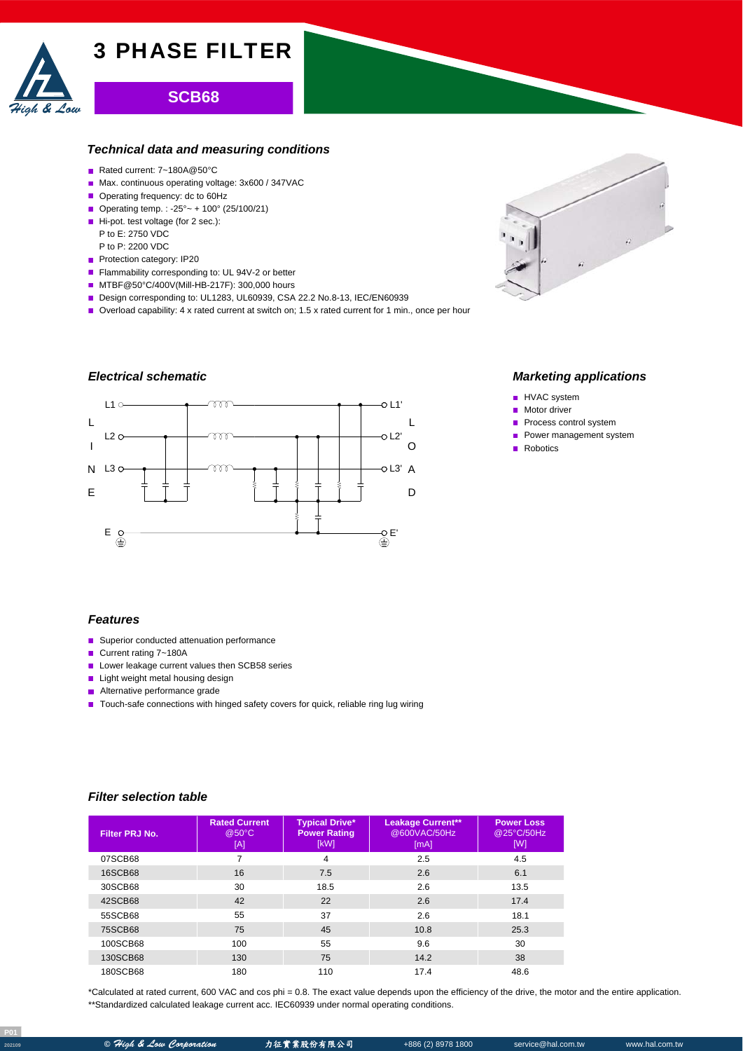# 3 PHASE FILTER

## SCB68

### Technical data and measuring conditions

- Rated current: 7~180A@50°C
- Max. continuous operating voltage: 3x600 / 347VAC
- Operating frequency: dc to 60Hz
- Operating temp. : -25°~ + 100° (25/100/21)
- Hi-pot. test voltage (for 2 sec.):
  P to E: 2750 VDC
  P to P: 2200 VDC
- Protection category: IP20
- Flammability corresponding to: UL 94V-2 or better
- MTBF@50°C/400V(Mill-HB-217F): 300,000 hours
- Design corresponding to: UL1283, UL60939, CSA 22.2 No.8-13, IEC/EN60939
- Overload capability: 4 x rated current at switch on; 1.5 x rated current for 1 min., once per hour

### Electrical schematic

### Marketing applications

- HVAC system
- Motor driver
- Process control system
- Power management system
- Robotics

### Features

- Superior conducted attenuation performance
- Current rating 7~180A
- Lower leakage current values then SCB58 series
- Light weight metal housing design
- Alternative performance grade
- Touch-safe connections with hinged safety covers for quick, reliable ring lug wiring

### Filter selection table

| Filter PRJ No. | Rated Current @50°C [A] | Typical Drive* Power Rating [kW] | Leakage Current** @600VAC/50Hz [mA] | Power Loss @25°C/50Hz [W] |
|---|---|---|---|---|
| 07SCB68 | 7 | 4 | 2.5 | 4.5 |
| 16SCB68 | 16 | 7.5 | 2.6 | 6.1 |
| 30SCB68 | 30 | 18.5 | 2.6 | 13.5 |
| 42SCB68 | 42 | 22 | 2.6 | 17.4 |
| 55SCB68 | 55 | 37 | 2.6 | 18.1 |
| 75SCB68 | 75 | 45 | 10.8 | 25.3 |
| 100SCB68 | 100 | 55 | 9.6 | 30 |
| 130SCB68 | 130 | 75 | 14.2 | 38 |
| 180SCB68 | 180 | 110 | 17.4 | 48.6 |

*Calculated at rated current, 600 VAC and cos phi = 0.8. The exact value depends upon the efficiency of the drive, the motor and the entire application.
**Standardized calculated leakage current acc. IEC60939 under normal operating conditions.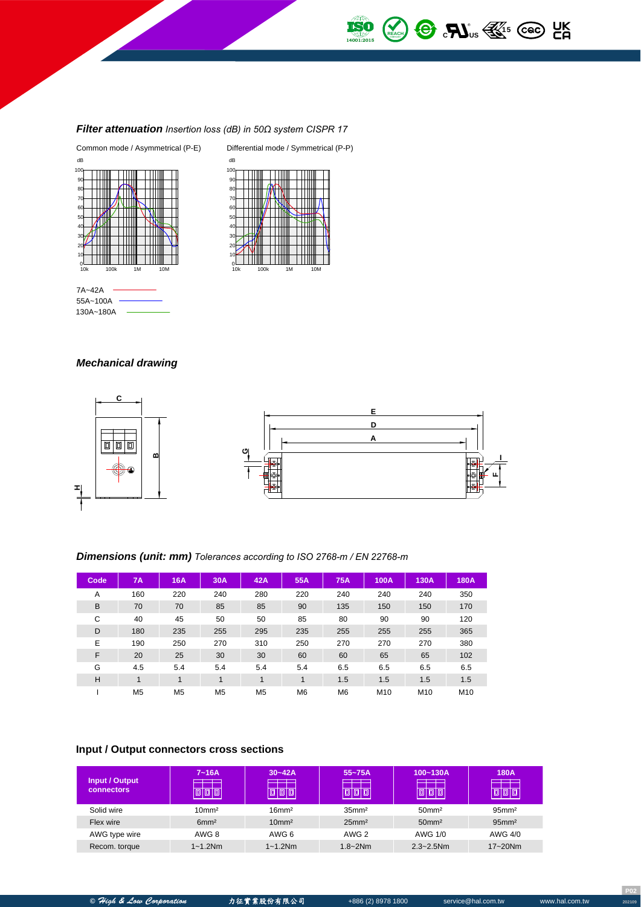**Filter attenuation** *Insertion loss (dB) in 50Ω system CISPR 17*

Common mode / Asymmetrical (P-E)

dB
100
90
80
70
60
50
40
30
20
10
0
10k
100k
1M
10M

Differential mode / Symmetrical (P-P)

dB
100
90
80
70
60
50
40
30
20
10
0
10k
100k
1M
10M

7A~42A
55A~100A
130A~180A

***Mechanical drawing***

C
B
H
E
D
A
G
I
F

**Dimensions (unit: mm)** *Tolerances according to ISO 2768-m / EN 22768-m*

| Code | 7A | 16A | 30A | 42A | 55A | 75A | 100A | 130A | 180A |
|---|---|---|---|---|---|---|---|---|---|
| A | 160 | 220 | 240 | 280 | 220 | 240 | 240 | 240 | 350 |
| B | 70 | 70 | 85 | 85 | 90 | 135 | 150 | 150 | 170 |
| C | 40 | 45 | 50 | 50 | 85 | 80 | 90 | 90 | 120 |
| D | 180 | 235 | 255 | 295 | 235 | 255 | 255 | 255 | 365 |
| E | 190 | 250 | 270 | 310 | 250 | 270 | 270 | 270 | 380 |
| F | 20 | 25 | 30 | 30 | 60 | 60 | 65 | 65 | 102 |
| G | 4.5 | 5.4 | 5.4 | 5.4 | 5.4 | 6.5 | 6.5 | 6.5 | 6.5 |
| H | 1 | 1 | 1 | 1 | 1 | 1.5 | 1.5 | 1.5 | 1.5 |
| I | M5 | M5 | M5 | M5 | M6 | M6 | M10 | M10 | M10 |

## Input / Output connectors cross sections

| Input / Output connectors | 7~16A | 30~42A | 55~75A | 100~130A | 180A |
|---|---|---|---|---|---|
| Solid wire | 10mm² | 16mm² | 35mm² | 50mm² | 95mm² |
| Flex wire | 6mm² | 10mm² | 25mm² | 50mm² | 95mm² |
| AWG type wire | AWG 8 | AWG 6 | AWG 2 | AWG 1/0 | AWG 4/0 |
| Recom. torque | 1~1.2Nm | 1~1.2Nm | 1.8~2Nm | 2.3~2.5Nm | 17~20Nm |

© High & Low Corporation 力征實業股份有限公司 +886 (2) 8978 1800 service@hal.com.tw www.hal.com.tw